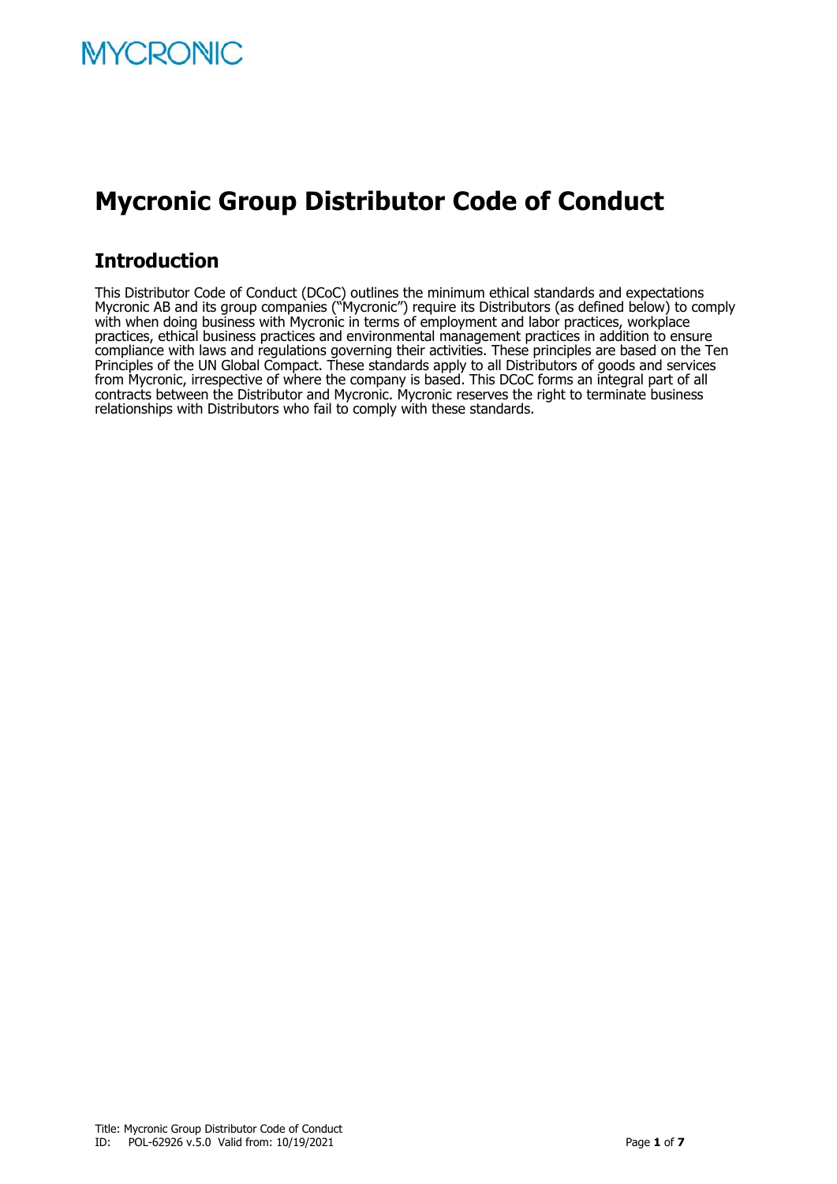# Mycronic Group Distributor Code of Conduct

## Introduction

This Distributor Code of Conduct (DCoC) outlines the minimum ethical standards and expectations Mycronic AB and its group companies ("Mycronic") require its Distributors (as defined below) to comply with when doing business with Mycronic in terms of employment and labor practices, workplace practices, ethical business practices and environmental management practices in addition to ensure compliance with laws and regulations governing their activities. These principles are based on the Ten Principles of the UN Global Compact. These standards apply to all Distributors of goods and services from Mycronic, irrespective of where the company is based. This DCoC forms an integral part of all contracts between the Distributor and Mycronic. Mycronic reserves the right to terminate business relationships with Distributors who fail to comply with these standards.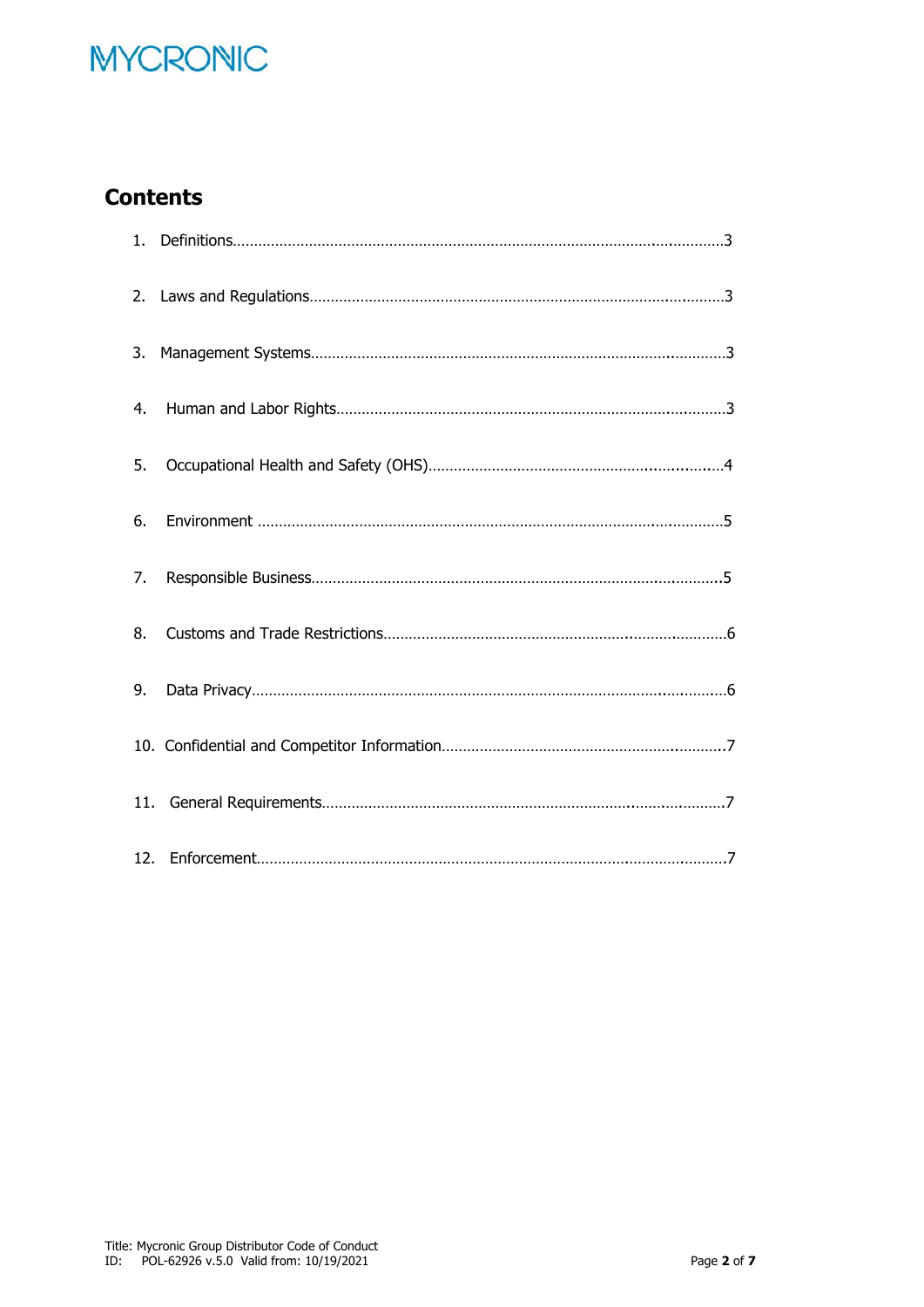## Contents

1. Definitions……………………………………………………………………………3
2. Laws and Regulations……………………………………………………………………3
3. Management Systems……………………………………………………………………3
4. Human and Labor Rights…………………………………………………………………3
5. Occupational Health and Safety (OHS)…………………………………………………4
6. Environment ……………………………………………………………………………5
7. Responsible Business……………………………………………………………………5
8. Customs and Trade Restrictions…………………………………………………………6
9. Data Privacy………………………………………………………………………………6
10. Confidential and Competitor Information………………………………………………7
11. General Requirements……………………………………………………………………7
12. Enforcement………………………………………………………………………………7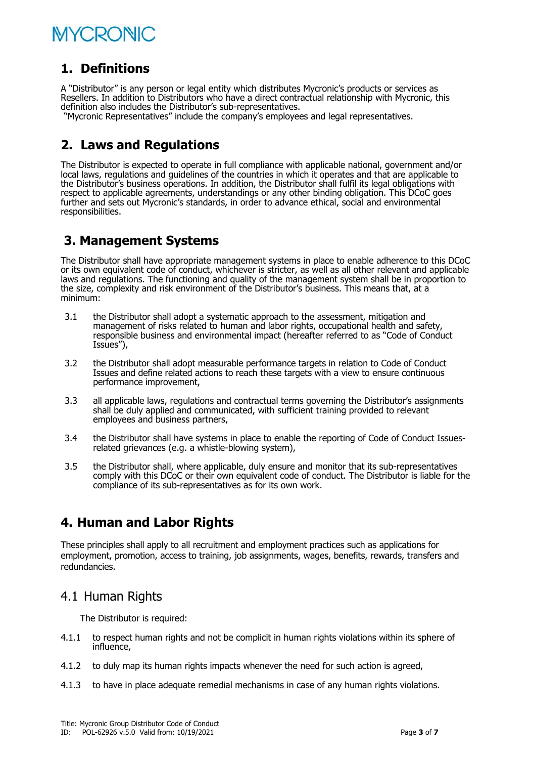## 1. Definitions

A "Distributor" is any person or legal entity which distributes Mycronic's products or services as Resellers. In addition to Distributors who have a direct contractual relationship with Mycronic, this definition also includes the Distributor's sub-representatives.

"Mycronic Representatives" include the company's employees and legal representatives.

## 2. Laws and Regulations

The Distributor is expected to operate in full compliance with applicable national, government and/or local laws, regulations and guidelines of the countries in which it operates and that are applicable to the Distributor's business operations. In addition, the Distributor shall fulfil its legal obligations with respect to applicable agreements, understandings or any other binding obligation. This DCoC goes further and sets out Mycronic's standards, in order to advance ethical, social and environmental responsibilities.

## 3. Management Systems

The Distributor shall have appropriate management systems in place to enable adherence to this DCoC or its own equivalent code of conduct, whichever is stricter, as well as all other relevant and applicable laws and regulations. The functioning and quality of the management system shall be in proportion to the size, complexity and risk environment of the Distributor's business. This means that, at a minimum:

3.1 the Distributor shall adopt a systematic approach to the assessment, mitigation and management of risks related to human and labor rights, occupational health and safety, responsible business and environmental impact (hereafter referred to as "Code of Conduct Issues"),

3.2 the Distributor shall adopt measurable performance targets in relation to Code of Conduct Issues and define related actions to reach these targets with a view to ensure continuous performance improvement,

3.3 all applicable laws, regulations and contractual terms governing the Distributor's assignments shall be duly applied and communicated, with sufficient training provided to relevant employees and business partners,

3.4 the Distributor shall have systems in place to enable the reporting of Code of Conduct Issues-related grievances (e.g. a whistle-blowing system),

3.5 the Distributor shall, where applicable, duly ensure and monitor that its sub-representatives comply with this DCoC or their own equivalent code of conduct. The Distributor is liable for the compliance of its sub-representatives as for its own work.

## 4. Human and Labor Rights

These principles shall apply to all recruitment and employment practices such as applications for employment, promotion, access to training, job assignments, wages, benefits, rewards, transfers and redundancies.

### 4.1 Human Rights

The Distributor is required:

4.1.1 to respect human rights and not be complicit in human rights violations within its sphere of influence,

4.1.2 to duly map its human rights impacts whenever the need for such action is agreed,

4.1.3 to have in place adequate remedial mechanisms in case of any human rights violations.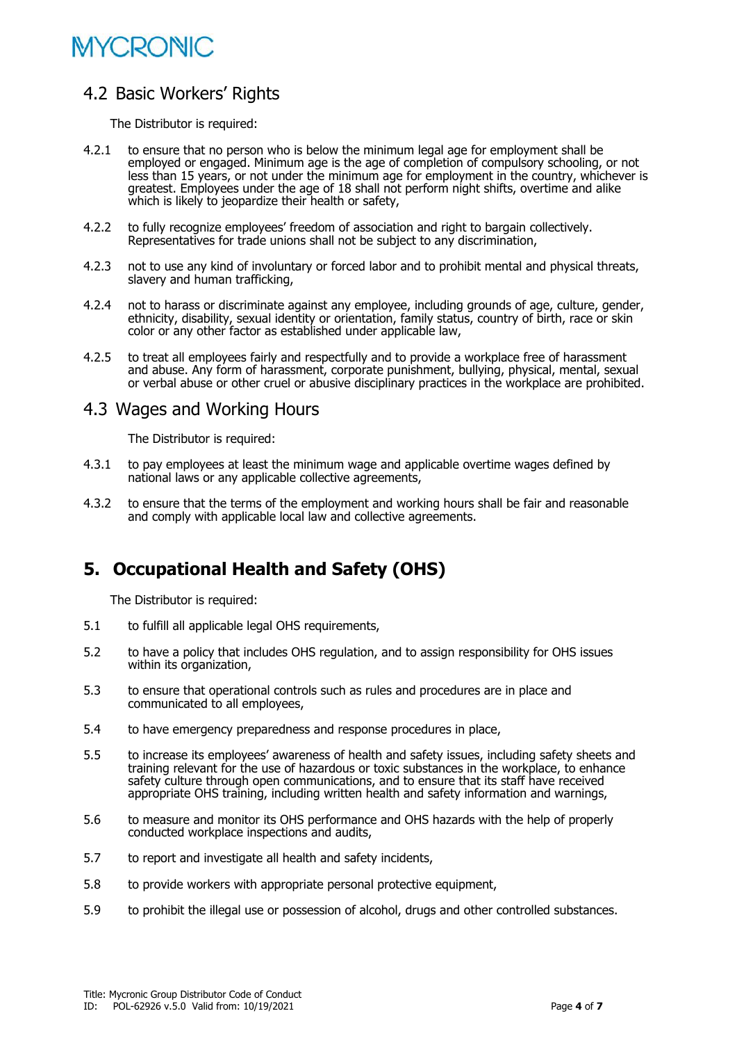## 4.2 Basic Workers' Rights

The Distributor is required:

4.2.1 to ensure that no person who is below the minimum legal age for employment shall be employed or engaged. Minimum age is the age of completion of compulsory schooling, or not less than 15 years, or not under the minimum age for employment in the country, whichever is greatest. Employees under the age of 18 shall not perform night shifts, overtime and alike which is likely to jeopardize their health or safety,

4.2.2 to fully recognize employees' freedom of association and right to bargain collectively. Representatives for trade unions shall not be subject to any discrimination,

4.2.3 not to use any kind of involuntary or forced labor and to prohibit mental and physical threats, slavery and human trafficking,

4.2.4 not to harass or discriminate against any employee, including grounds of age, culture, gender, ethnicity, disability, sexual identity or orientation, family status, country of birth, race or skin color or any other factor as established under applicable law,

4.2.5 to treat all employees fairly and respectfully and to provide a workplace free of harassment and abuse. Any form of harassment, corporate punishment, bullying, physical, mental, sexual or verbal abuse or other cruel or abusive disciplinary practices in the workplace are prohibited.

## 4.3 Wages and Working Hours

The Distributor is required:

4.3.1 to pay employees at least the minimum wage and applicable overtime wages defined by national laws or any applicable collective agreements,

4.3.2 to ensure that the terms of the employment and working hours shall be fair and reasonable and comply with applicable local law and collective agreements.

# 5. Occupational Health and Safety (OHS)

The Distributor is required:

5.1 to fulfill all applicable legal OHS requirements,

5.2 to have a policy that includes OHS regulation, and to assign responsibility for OHS issues within its organization,

5.3 to ensure that operational controls such as rules and procedures are in place and communicated to all employees,

5.4 to have emergency preparedness and response procedures in place,

5.5 to increase its employees' awareness of health and safety issues, including safety sheets and training relevant for the use of hazardous or toxic substances in the workplace, to enhance safety culture through open communications, and to ensure that its staff have received appropriate OHS training, including written health and safety information and warnings,

5.6 to measure and monitor its OHS performance and OHS hazards with the help of properly conducted workplace inspections and audits,

5.7 to report and investigate all health and safety incidents,

5.8 to provide workers with appropriate personal protective equipment,

5.9 to prohibit the illegal use or possession of alcohol, drugs and other controlled substances.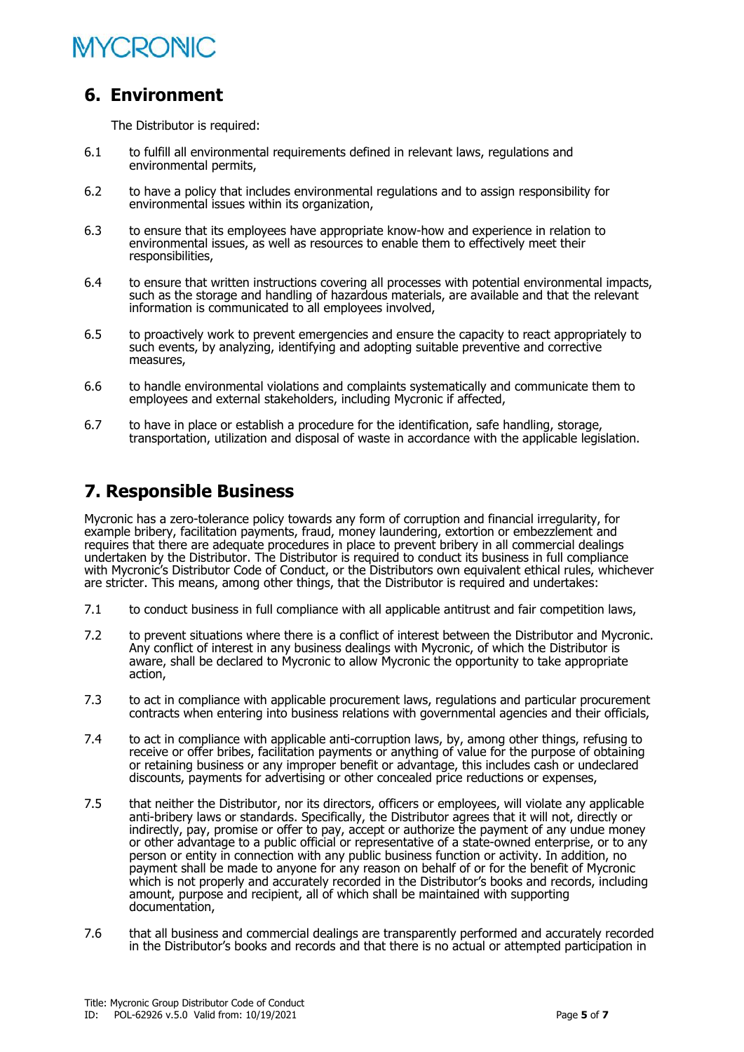## 6. Environment

The Distributor is required:

6.1 to fulfill all environmental requirements defined in relevant laws, regulations and environmental permits,

6.2 to have a policy that includes environmental regulations and to assign responsibility for environmental issues within its organization,

6.3 to ensure that its employees have appropriate know-how and experience in relation to environmental issues, as well as resources to enable them to effectively meet their responsibilities,

6.4 to ensure that written instructions covering all processes with potential environmental impacts, such as the storage and handling of hazardous materials, are available and that the relevant information is communicated to all employees involved,

6.5 to proactively work to prevent emergencies and ensure the capacity to react appropriately to such events, by analyzing, identifying and adopting suitable preventive and corrective measures,

6.6 to handle environmental violations and complaints systematically and communicate them to employees and external stakeholders, including Mycronic if affected,

6.7 to have in place or establish a procedure for the identification, safe handling, storage, transportation, utilization and disposal of waste in accordance with the applicable legislation.

## 7. Responsible Business

Mycronic has a zero-tolerance policy towards any form of corruption and financial irregularity, for example bribery, facilitation payments, fraud, money laundering, extortion or embezzlement and requires that there are adequate procedures in place to prevent bribery in all commercial dealings undertaken by the Distributor. The Distributor is required to conduct its business in full compliance with Mycronic's Distributor Code of Conduct, or the Distributors own equivalent ethical rules, whichever are stricter. This means, among other things, that the Distributor is required and undertakes:

7.1 to conduct business in full compliance with all applicable antitrust and fair competition laws,

7.2 to prevent situations where there is a conflict of interest between the Distributor and Mycronic. Any conflict of interest in any business dealings with Mycronic, of which the Distributor is aware, shall be declared to Mycronic to allow Mycronic the opportunity to take appropriate action,

7.3 to act in compliance with applicable procurement laws, regulations and particular procurement contracts when entering into business relations with governmental agencies and their officials,

7.4 to act in compliance with applicable anti-corruption laws, by, among other things, refusing to receive or offer bribes, facilitation payments or anything of value for the purpose of obtaining or retaining business or any improper benefit or advantage, this includes cash or undeclared discounts, payments for advertising or other concealed price reductions or expenses,

7.5 that neither the Distributor, nor its directors, officers or employees, will violate any applicable anti-bribery laws or standards. Specifically, the Distributor agrees that it will not, directly or indirectly, pay, promise or offer to pay, accept or authorize the payment of any undue money or other advantage to a public official or representative of a state-owned enterprise, or to any person or entity in connection with any public business function or activity. In addition, no payment shall be made to anyone for any reason on behalf of or for the benefit of Mycronic which is not properly and accurately recorded in the Distributor's books and records, including amount, purpose and recipient, all of which shall be maintained with supporting documentation,

7.6 that all business and commercial dealings are transparently performed and accurately recorded in the Distributor's books and records and that there is no actual or attempted participation in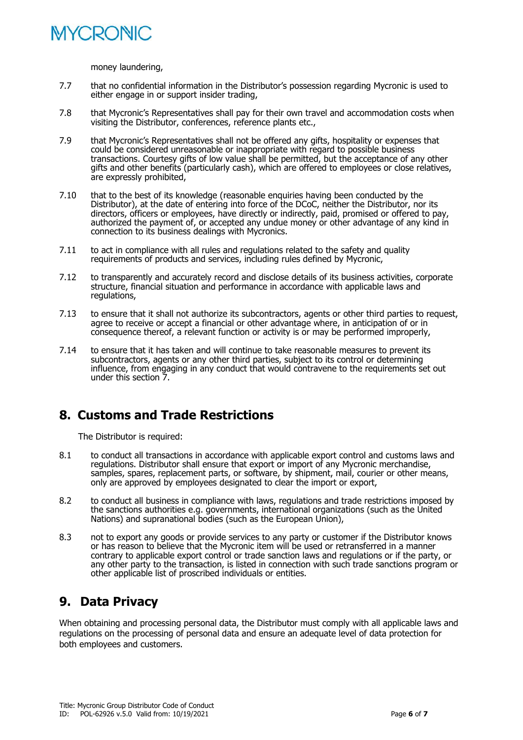money laundering,

7.7 that no confidential information in the Distributor's possession regarding Mycronic is used to either engage in or support insider trading,

7.8 that Mycronic's Representatives shall pay for their own travel and accommodation costs when visiting the Distributor, conferences, reference plants etc.,

7.9 that Mycronic's Representatives shall not be offered any gifts, hospitality or expenses that could be considered unreasonable or inappropriate with regard to possible business transactions. Courtesy gifts of low value shall be permitted, but the acceptance of any other gifts and other benefits (particularly cash), which are offered to employees or close relatives, are expressly prohibited,

7.10 that to the best of its knowledge (reasonable enquiries having been conducted by the Distributor), at the date of entering into force of the DCoC, neither the Distributor, nor its directors, officers or employees, have directly or indirectly, paid, promised or offered to pay, authorized the payment of, or accepted any undue money or other advantage of any kind in connection to its business dealings with Mycronics.

7.11 to act in compliance with all rules and regulations related to the safety and quality requirements of products and services, including rules defined by Mycronic,

7.12 to transparently and accurately record and disclose details of its business activities, corporate structure, financial situation and performance in accordance with applicable laws and regulations,

7.13 to ensure that it shall not authorize its subcontractors, agents or other third parties to request, agree to receive or accept a financial or other advantage where, in anticipation of or in consequence thereof, a relevant function or activity is or may be performed improperly,

7.14 to ensure that it has taken and will continue to take reasonable measures to prevent its subcontractors, agents or any other third parties, subject to its control or determining influence, from engaging in any conduct that would contravene to the requirements set out under this section 7.

## 8. Customs and Trade Restrictions

The Distributor is required:

8.1 to conduct all transactions in accordance with applicable export control and customs laws and regulations. Distributor shall ensure that export or import of any Mycronic merchandise, samples, spares, replacement parts, or software, by shipment, mail, courier or other means, only are approved by employees designated to clear the import or export,

8.2 to conduct all business in compliance with laws, regulations and trade restrictions imposed by the sanctions authorities e.g. governments, international organizations (such as the United Nations) and supranational bodies (such as the European Union),

8.3 not to export any goods or provide services to any party or customer if the Distributor knows or has reason to believe that the Mycronic item will be used or retransferred in a manner contrary to applicable export control or trade sanction laws and regulations or if the party, or any other party to the transaction, is listed in connection with such trade sanctions program or other applicable list of proscribed individuals or entities.

## 9. Data Privacy

When obtaining and processing personal data, the Distributor must comply with all applicable laws and regulations on the processing of personal data and ensure an adequate level of data protection for both employees and customers.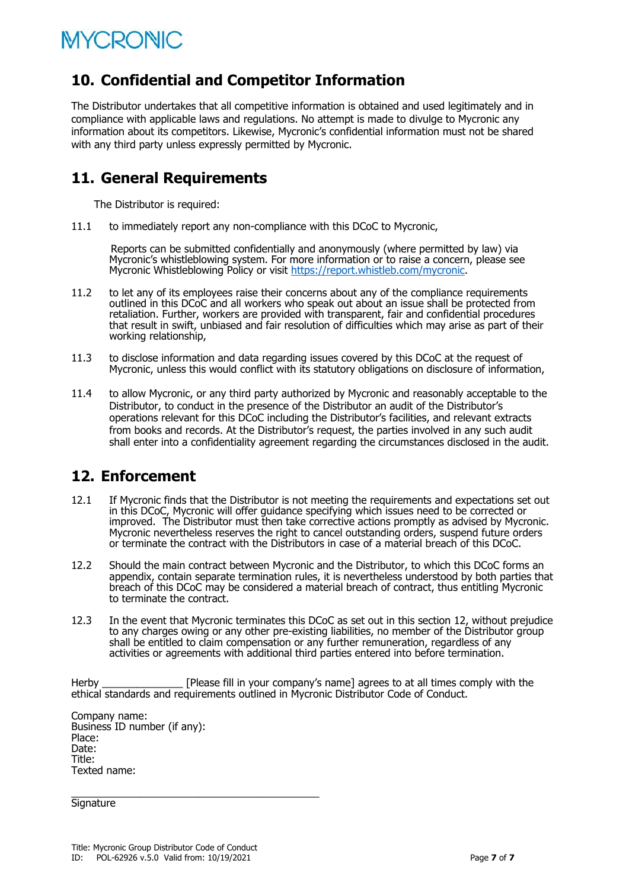## 10. Confidential and Competitor Information

The Distributor undertakes that all competitive information is obtained and used legitimately and in compliance with applicable laws and regulations. No attempt is made to divulge to Mycronic any information about its competitors. Likewise, Mycronic's confidential information must not be shared with any third party unless expressly permitted by Mycronic.

## 11. General Requirements

The Distributor is required:

11.1 to immediately report any non-compliance with this DCoC to Mycronic,

Reports can be submitted confidentially and anonymously (where permitted by law) via Mycronic's whistleblowing system. For more information or to raise a concern, please see Mycronic Whistleblowing Policy or visit https://report.whistleb.com/mycronic.

11.2 to let any of its employees raise their concerns about any of the compliance requirements outlined in this DCoC and all workers who speak out about an issue shall be protected from retaliation. Further, workers are provided with transparent, fair and confidential procedures that result in swift, unbiased and fair resolution of difficulties which may arise as part of their working relationship,

11.3 to disclose information and data regarding issues covered by this DCoC at the request of Mycronic, unless this would conflict with its statutory obligations on disclosure of information,

11.4 to allow Mycronic, or any third party authorized by Mycronic and reasonably acceptable to the Distributor, to conduct in the presence of the Distributor an audit of the Distributor's operations relevant for this DCoC including the Distributor's facilities, and relevant extracts from books and records. At the Distributor's request, the parties involved in any such audit shall enter into a confidentiality agreement regarding the circumstances disclosed in the audit.

## 12. Enforcement

12.1 If Mycronic finds that the Distributor is not meeting the requirements and expectations set out in this DCoC, Mycronic will offer guidance specifying which issues need to be corrected or improved. The Distributor must then take corrective actions promptly as advised by Mycronic. Mycronic nevertheless reserves the right to cancel outstanding orders, suspend future orders or terminate the contract with the Distributors in case of a material breach of this DCoC.

12.2 Should the main contract between Mycronic and the Distributor, to which this DCoC forms an appendix, contain separate termination rules, it is nevertheless understood by both parties that breach of this DCoC may be considered a material breach of contract, thus entitling Mycronic to terminate the contract.

12.3 In the event that Mycronic terminates this DCoC as set out in this section 12, without prejudice to any charges owing or any other pre-existing liabilities, no member of the Distributor group shall be entitled to claim compensation or any further remuneration, regardless of any activities or agreements with additional third parties entered into before termination.

Herby ______________ [Please fill in your company's name] agrees to at all times comply with the ethical standards and requirements outlined in Mycronic Distributor Code of Conduct.

Company name:
Business ID number (if any):
Place:
Date:
Title:
Texted name:

____________________________________________
Signature